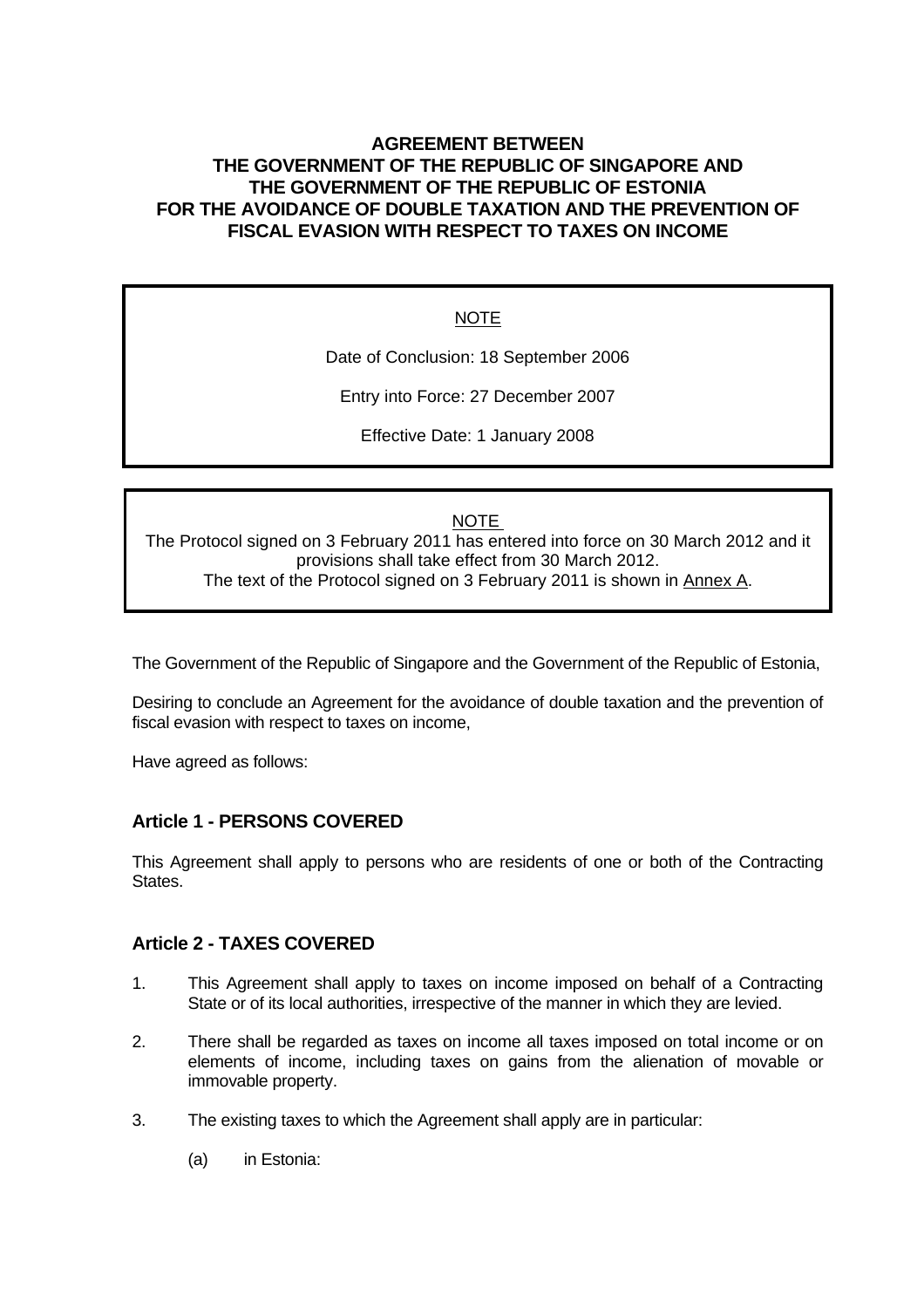# AGREEMENT BETWEEN THE GOVERNMENT OF THE REPUBLIC OF SINGAPORE AND THE GOVERNMENT OF THE REPUBLIC OF ESTONIA FOR THE AVOIDANCE OF DOUBLE TAXATION AND THE PREVENTION OF FISCAL EVASION WITH RESPECT TO TAXES ON INCOME

NOTE

Date of Conclusion: 18 September 2006

Entry into Force: 27 December 2007

Effective Date: 1 January 2008

NOTE

The Protocol signed on 3 February 2011 has entered into force on 30 March 2012 and it provisions shall take effect from 30 March 2012.
The text of the Protocol signed on 3 February 2011 is shown in Annex A.

The Government of the Republic of Singapore and the Government of the Republic of Estonia,

Desiring to conclude an Agreement for the avoidance of double taxation and the prevention of fiscal evasion with respect to taxes on income,

Have agreed as follows:

## Article 1 - PERSONS COVERED

This Agreement shall apply to persons who are residents of one or both of the Contracting States.

## Article 2 - TAXES COVERED

1. This Agreement shall apply to taxes on income imposed on behalf of a Contracting State or of its local authorities, irrespective of the manner in which they are levied.

2. There shall be regarded as taxes on income all taxes imposed on total income or on elements of income, including taxes on gains from the alienation of movable or immovable property.

3. The existing taxes to which the Agreement shall apply are in particular:

   (a) in Estonia: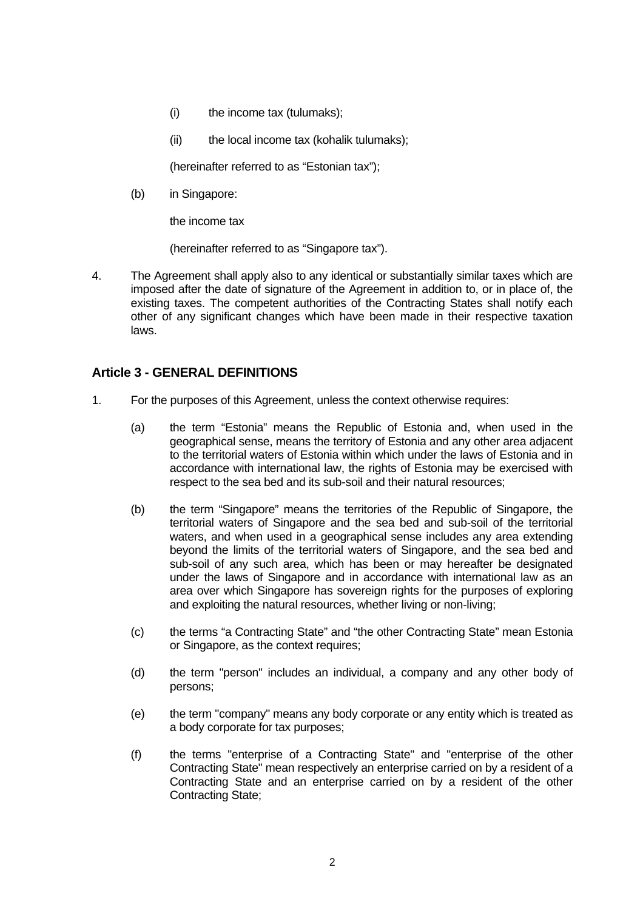(i) the income tax (tulumaks);

(ii) the local income tax (kohalik tulumaks);

(hereinafter referred to as “Estonian tax”);

(b) in Singapore:

the income tax

(hereinafter referred to as “Singapore tax”).

4. The Agreement shall apply also to any identical or substantially similar taxes which are imposed after the date of signature of the Agreement in addition to, or in place of, the existing taxes. The competent authorities of the Contracting States shall notify each other of any significant changes which have been made in their respective taxation laws.

### Article 3 - GENERAL DEFINITIONS

1. For the purposes of this Agreement, unless the context otherwise requires:

(a) the term “Estonia” means the Republic of Estonia and, when used in the geographical sense, means the territory of Estonia and any other area adjacent to the territorial waters of Estonia within which under the laws of Estonia and in accordance with international law, the rights of Estonia may be exercised with respect to the sea bed and its sub-soil and their natural resources;

(b) the term “Singapore” means the territories of the Republic of Singapore, the territorial waters of Singapore and the sea bed and sub-soil of the territorial waters, and when used in a geographical sense includes any area extending beyond the limits of the territorial waters of Singapore, and the sea bed and sub-soil of any such area, which has been or may hereafter be designated under the laws of Singapore and in accordance with international law as an area over which Singapore has sovereign rights for the purposes of exploring and exploiting the natural resources, whether living or non-living;

(c) the terms “a Contracting State” and “the other Contracting State” mean Estonia or Singapore, as the context requires;

(d) the term "person" includes an individual, a company and any other body of persons;

(e) the term "company" means any body corporate or any entity which is treated as a body corporate for tax purposes;

(f) the terms "enterprise of a Contracting State" and "enterprise of the other Contracting State" mean respectively an enterprise carried on by a resident of a Contracting State and an enterprise carried on by a resident of the other Contracting State;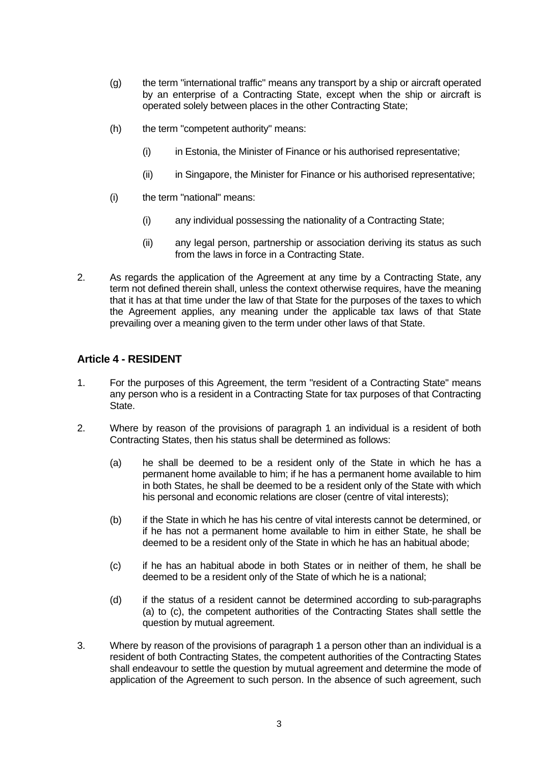(g) the term "international traffic" means any transport by a ship or aircraft operated by an enterprise of a Contracting State, except when the ship or aircraft is operated solely between places in the other Contracting State;

(h) the term "competent authority" means:

   (i) in Estonia, the Minister of Finance or his authorised representative;

   (ii) in Singapore, the Minister for Finance or his authorised representative;

(i) the term "national" means:

   (i) any individual possessing the nationality of a Contracting State;

   (ii) any legal person, partnership or association deriving its status as such from the laws in force in a Contracting State.

2. As regards the application of the Agreement at any time by a Contracting State, any term not defined therein shall, unless the context otherwise requires, have the meaning that it has at that time under the law of that State for the purposes of the taxes to which the Agreement applies, any meaning under the applicable tax laws of that State prevailing over a meaning given to the term under other laws of that State.

## Article 4 - RESIDENT

1. For the purposes of this Agreement, the term "resident of a Contracting State" means any person who is a resident in a Contracting State for tax purposes of that Contracting State.

2. Where by reason of the provisions of paragraph 1 an individual is a resident of both Contracting States, then his status shall be determined as follows:

   (a) he shall be deemed to be a resident only of the State in which he has a permanent home available to him; if he has a permanent home available to him in both States, he shall be deemed to be a resident only of the State with which his personal and economic relations are closer (centre of vital interests);

   (b) if the State in which he has his centre of vital interests cannot be determined, or if he has not a permanent home available to him in either State, he shall be deemed to be a resident only of the State in which he has an habitual abode;

   (c) if he has an habitual abode in both States or in neither of them, he shall be deemed to be a resident only of the State of which he is a national;

   (d) if the status of a resident cannot be determined according to sub-paragraphs (a) to (c), the competent authorities of the Contracting States shall settle the question by mutual agreement.

3. Where by reason of the provisions of paragraph 1 a person other than an individual is a resident of both Contracting States, the competent authorities of the Contracting States shall endeavour to settle the question by mutual agreement and determine the mode of application of the Agreement to such person. In the absence of such agreement, such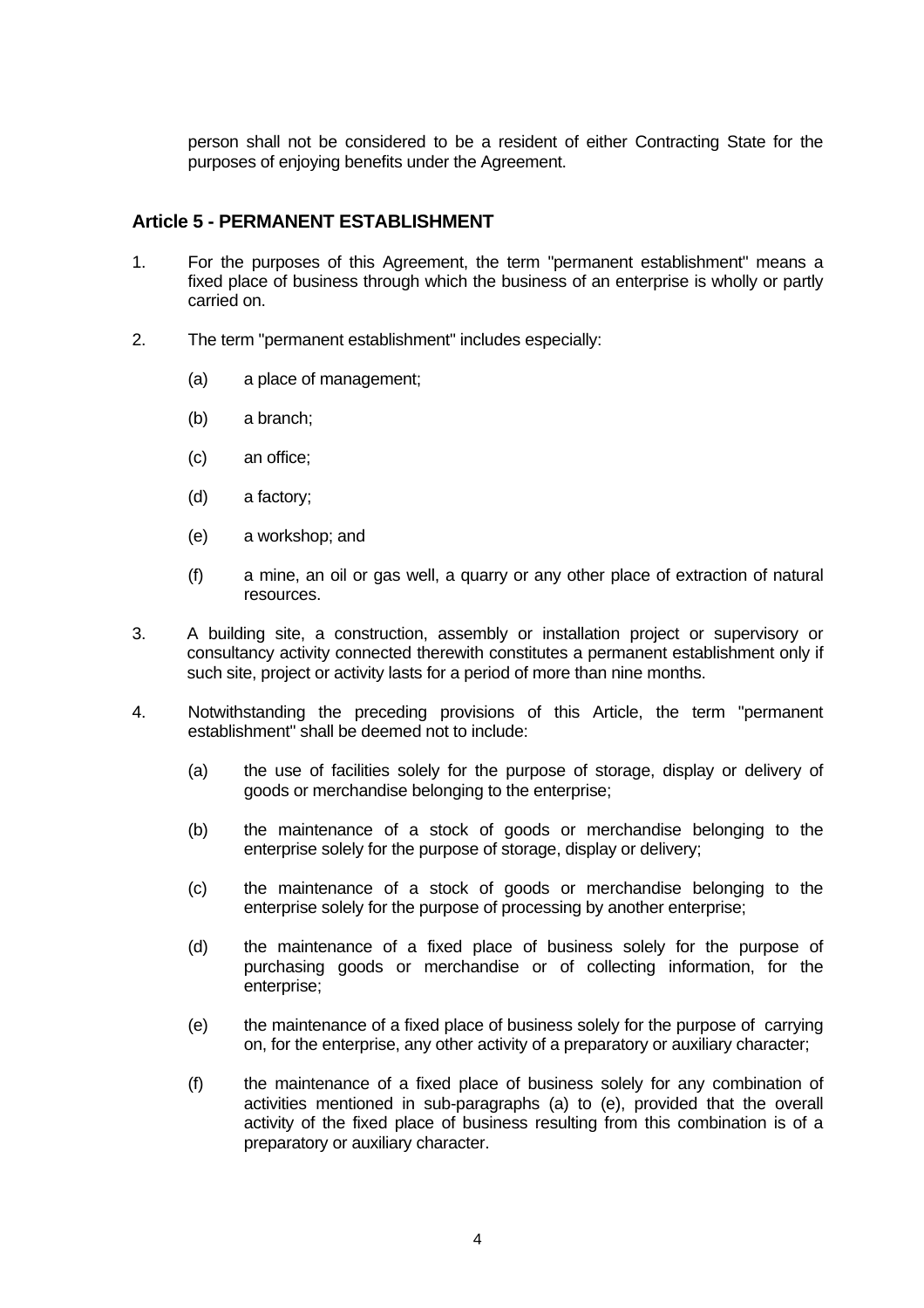person shall not be considered to be a resident of either Contracting State for the purposes of enjoying benefits under the Agreement.

## Article 5 - PERMANENT ESTABLISHMENT

1. For the purposes of this Agreement, the term "permanent establishment" means a fixed place of business through which the business of an enterprise is wholly or partly carried on.

2. The term "permanent establishment" includes especially:

   (a) a place of management;

   (b) a branch;

   (c) an office;

   (d) a factory;

   (e) a workshop; and

   (f) a mine, an oil or gas well, a quarry or any other place of extraction of natural resources.

3. A building site, a construction, assembly or installation project or supervisory or consultancy activity connected therewith constitutes a permanent establishment only if such site, project or activity lasts for a period of more than nine months.

4. Notwithstanding the preceding provisions of this Article, the term "permanent establishment" shall be deemed not to include:

   (a) the use of facilities solely for the purpose of storage, display or delivery of goods or merchandise belonging to the enterprise;

   (b) the maintenance of a stock of goods or merchandise belonging to the enterprise solely for the purpose of storage, display or delivery;

   (c) the maintenance of a stock of goods or merchandise belonging to the enterprise solely for the purpose of processing by another enterprise;

   (d) the maintenance of a fixed place of business solely for the purpose of purchasing goods or merchandise or of collecting information, for the enterprise;

   (e) the maintenance of a fixed place of business solely for the purpose of carrying on, for the enterprise, any other activity of a preparatory or auxiliary character;

   (f) the maintenance of a fixed place of business solely for any combination of activities mentioned in sub-paragraphs (a) to (e), provided that the overall activity of the fixed place of business resulting from this combination is of a preparatory or auxiliary character.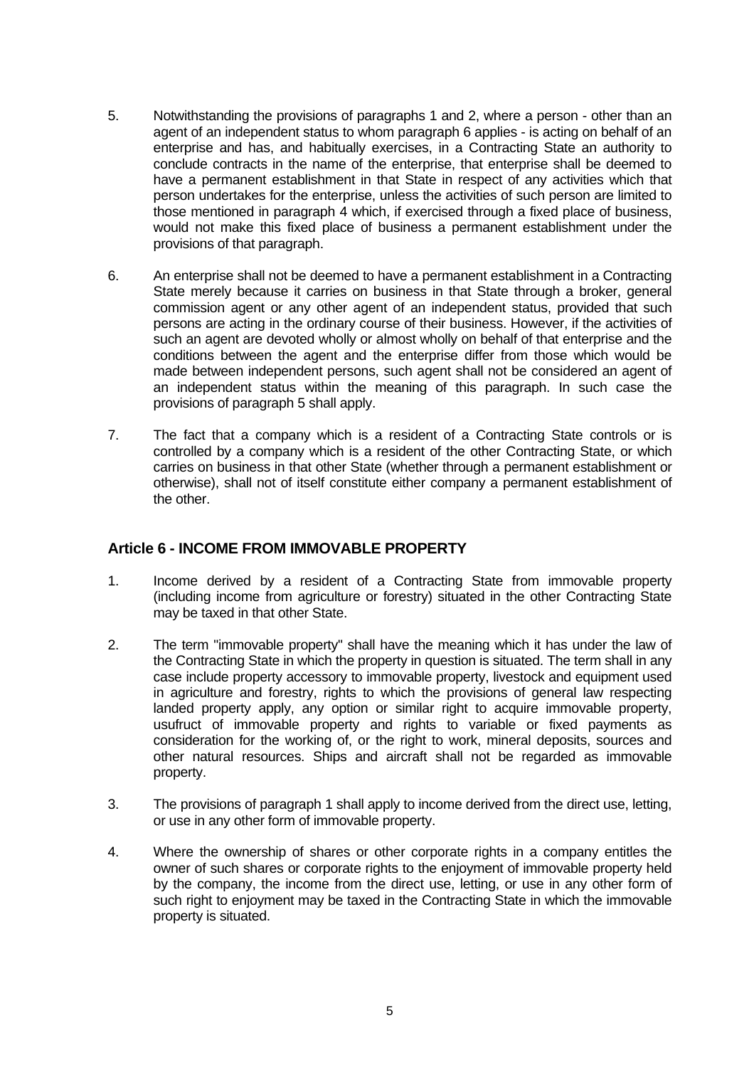5. Notwithstanding the provisions of paragraphs 1 and 2, where a person - other than an agent of an independent status to whom paragraph 6 applies - is acting on behalf of an enterprise and has, and habitually exercises, in a Contracting State an authority to conclude contracts in the name of the enterprise, that enterprise shall be deemed to have a permanent establishment in that State in respect of any activities which that person undertakes for the enterprise, unless the activities of such person are limited to those mentioned in paragraph 4 which, if exercised through a fixed place of business, would not make this fixed place of business a permanent establishment under the provisions of that paragraph.

6. An enterprise shall not be deemed to have a permanent establishment in a Contracting State merely because it carries on business in that State through a broker, general commission agent or any other agent of an independent status, provided that such persons are acting in the ordinary course of their business. However, if the activities of such an agent are devoted wholly or almost wholly on behalf of that enterprise and the conditions between the agent and the enterprise differ from those which would be made between independent persons, such agent shall not be considered an agent of an independent status within the meaning of this paragraph. In such case the provisions of paragraph 5 shall apply.

7. The fact that a company which is a resident of a Contracting State controls or is controlled by a company which is a resident of the other Contracting State, or which carries on business in that other State (whether through a permanent establishment or otherwise), shall not of itself constitute either company a permanent establishment of the other.

## Article 6 - INCOME FROM IMMOVABLE PROPERTY

1. Income derived by a resident of a Contracting State from immovable property (including income from agriculture or forestry) situated in the other Contracting State may be taxed in that other State.

2. The term "immovable property" shall have the meaning which it has under the law of the Contracting State in which the property in question is situated. The term shall in any case include property accessory to immovable property, livestock and equipment used in agriculture and forestry, rights to which the provisions of general law respecting landed property apply, any option or similar right to acquire immovable property, usufruct of immovable property and rights to variable or fixed payments as consideration for the working of, or the right to work, mineral deposits, sources and other natural resources. Ships and aircraft shall not be regarded as immovable property.

3. The provisions of paragraph 1 shall apply to income derived from the direct use, letting, or use in any other form of immovable property.

4. Where the ownership of shares or other corporate rights in a company entitles the owner of such shares or corporate rights to the enjoyment of immovable property held by the company, the income from the direct use, letting, or use in any other form of such right to enjoyment may be taxed in the Contracting State in which the immovable property is situated.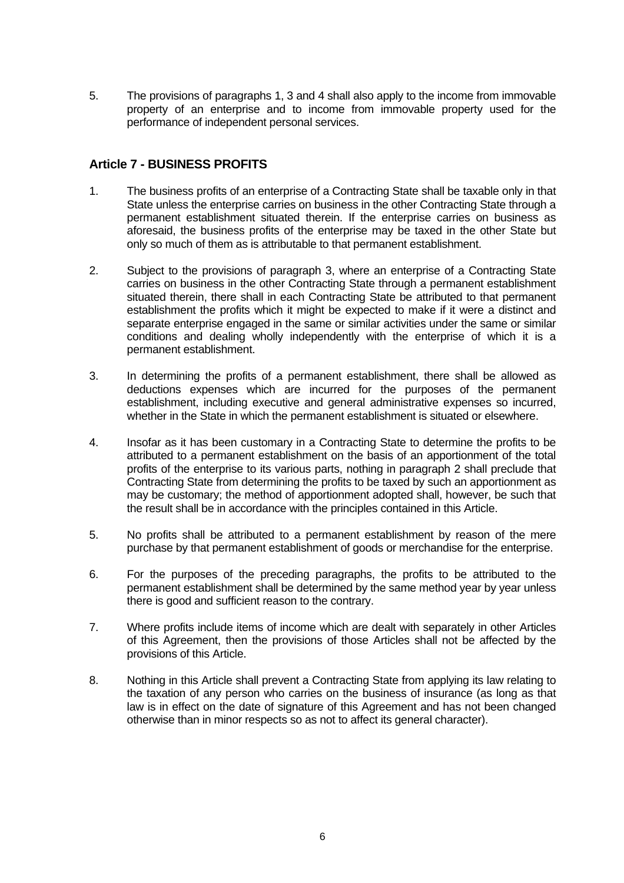5. The provisions of paragraphs 1, 3 and 4 shall also apply to the income from immovable property of an enterprise and to income from immovable property used for the performance of independent personal services.

## Article 7 - BUSINESS PROFITS

1. The business profits of an enterprise of a Contracting State shall be taxable only in that State unless the enterprise carries on business in the other Contracting State through a permanent establishment situated therein. If the enterprise carries on business as aforesaid, the business profits of the enterprise may be taxed in the other State but only so much of them as is attributable to that permanent establishment.

2. Subject to the provisions of paragraph 3, where an enterprise of a Contracting State carries on business in the other Contracting State through a permanent establishment situated therein, there shall in each Contracting State be attributed to that permanent establishment the profits which it might be expected to make if it were a distinct and separate enterprise engaged in the same or similar activities under the same or similar conditions and dealing wholly independently with the enterprise of which it is a permanent establishment.

3. In determining the profits of a permanent establishment, there shall be allowed as deductions expenses which are incurred for the purposes of the permanent establishment, including executive and general administrative expenses so incurred, whether in the State in which the permanent establishment is situated or elsewhere.

4. Insofar as it has been customary in a Contracting State to determine the profits to be attributed to a permanent establishment on the basis of an apportionment of the total profits of the enterprise to its various parts, nothing in paragraph 2 shall preclude that Contracting State from determining the profits to be taxed by such an apportionment as may be customary; the method of apportionment adopted shall, however, be such that the result shall be in accordance with the principles contained in this Article.

5. No profits shall be attributed to a permanent establishment by reason of the mere purchase by that permanent establishment of goods or merchandise for the enterprise.

6. For the purposes of the preceding paragraphs, the profits to be attributed to the permanent establishment shall be determined by the same method year by year unless there is good and sufficient reason to the contrary.

7. Where profits include items of income which are dealt with separately in other Articles of this Agreement, then the provisions of those Articles shall not be affected by the provisions of this Article.

8. Nothing in this Article shall prevent a Contracting State from applying its law relating to the taxation of any person who carries on the business of insurance (as long as that law is in effect on the date of signature of this Agreement and has not been changed otherwise than in minor respects so as not to affect its general character).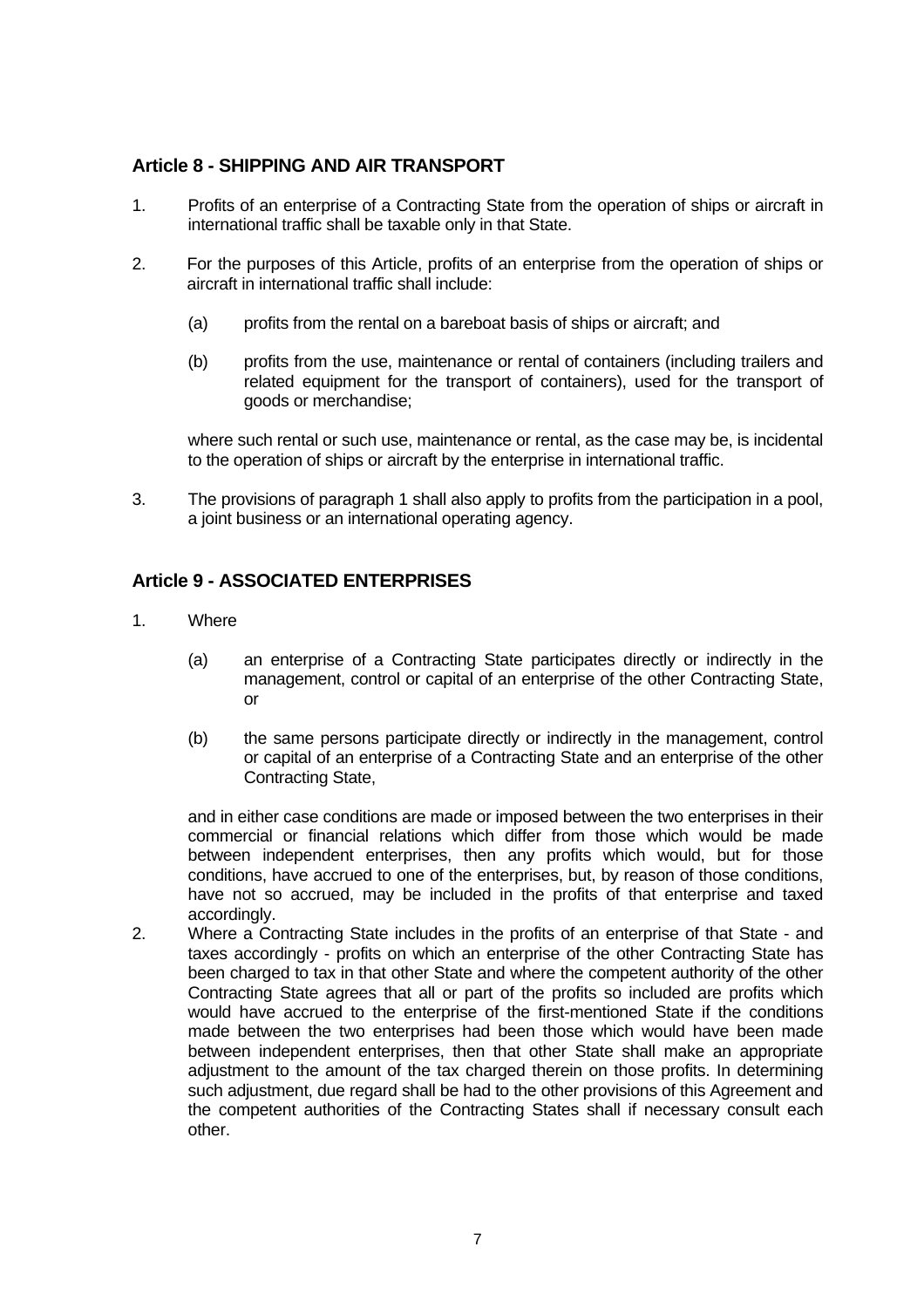## Article 8 - SHIPPING AND AIR TRANSPORT

1. Profits of an enterprise of a Contracting State from the operation of ships or aircraft in international traffic shall be taxable only in that State.

2. For the purposes of this Article, profits of an enterprise from the operation of ships or aircraft in international traffic shall include:

   (a) profits from the rental on a bareboat basis of ships or aircraft; and

   (b) profits from the use, maintenance or rental of containers (including trailers and related equipment for the transport of containers), used for the transport of goods or merchandise;

   where such rental or such use, maintenance or rental, as the case may be, is incidental to the operation of ships or aircraft by the enterprise in international traffic.

3. The provisions of paragraph 1 shall also apply to profits from the participation in a pool, a joint business or an international operating agency.

## Article 9 - ASSOCIATED ENTERPRISES

1. Where

   (a) an enterprise of a Contracting State participates directly or indirectly in the management, control or capital of an enterprise of the other Contracting State, or

   (b) the same persons participate directly or indirectly in the management, control or capital of an enterprise of a Contracting State and an enterprise of the other Contracting State,

   and in either case conditions are made or imposed between the two enterprises in their commercial or financial relations which differ from those which would be made between independent enterprises, then any profits which would, but for those conditions, have accrued to one of the enterprises, but, by reason of those conditions, have not so accrued, may be included in the profits of that enterprise and taxed accordingly.

2. Where a Contracting State includes in the profits of an enterprise of that State - and taxes accordingly - profits on which an enterprise of the other Contracting State has been charged to tax in that other State and where the competent authority of the other Contracting State agrees that all or part of the profits so included are profits which would have accrued to the enterprise of the first-mentioned State if the conditions made between the two enterprises had been those which would have been made between independent enterprises, then that other State shall make an appropriate adjustment to the amount of the tax charged therein on those profits. In determining such adjustment, due regard shall be had to the other provisions of this Agreement and the competent authorities of the Contracting States shall if necessary consult each other.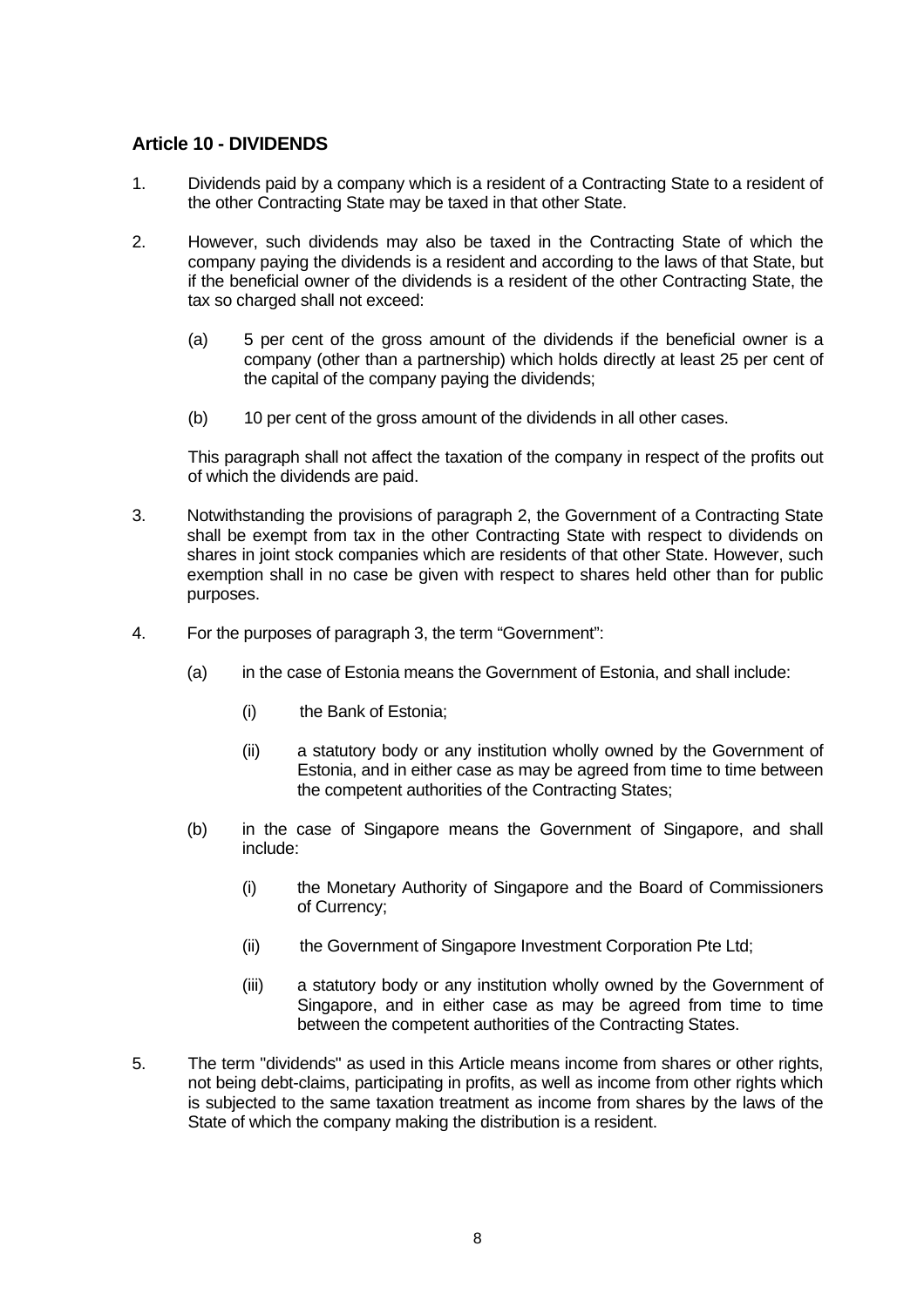## Article 10 - DIVIDENDS

1. Dividends paid by a company which is a resident of a Contracting State to a resident of the other Contracting State may be taxed in that other State.

2. However, such dividends may also be taxed in the Contracting State of which the company paying the dividends is a resident and according to the laws of that State, but if the beneficial owner of the dividends is a resident of the other Contracting State, the tax so charged shall not exceed:

   (a) 5 per cent of the gross amount of the dividends if the beneficial owner is a company (other than a partnership) which holds directly at least 25 per cent of the capital of the company paying the dividends;

   (b) 10 per cent of the gross amount of the dividends in all other cases.

   This paragraph shall not affect the taxation of the company in respect of the profits out of which the dividends are paid.

3. Notwithstanding the provisions of paragraph 2, the Government of a Contracting State shall be exempt from tax in the other Contracting State with respect to dividends on shares in joint stock companies which are residents of that other State. However, such exemption shall in no case be given with respect to shares held other than for public purposes.

4. For the purposes of paragraph 3, the term "Government":

   (a) in the case of Estonia means the Government of Estonia, and shall include:

      (i) the Bank of Estonia;

      (ii) a statutory body or any institution wholly owned by the Government of Estonia, and in either case as may be agreed from time to time between the competent authorities of the Contracting States;

   (b) in the case of Singapore means the Government of Singapore, and shall include:

      (i) the Monetary Authority of Singapore and the Board of Commissioners of Currency;

      (ii) the Government of Singapore Investment Corporation Pte Ltd;

      (iii) a statutory body or any institution wholly owned by the Government of Singapore, and in either case as may be agreed from time to time between the competent authorities of the Contracting States.

5. The term "dividends" as used in this Article means income from shares or other rights, not being debt-claims, participating in profits, as well as income from other rights which is subjected to the same taxation treatment as income from shares by the laws of the State of which the company making the distribution is a resident.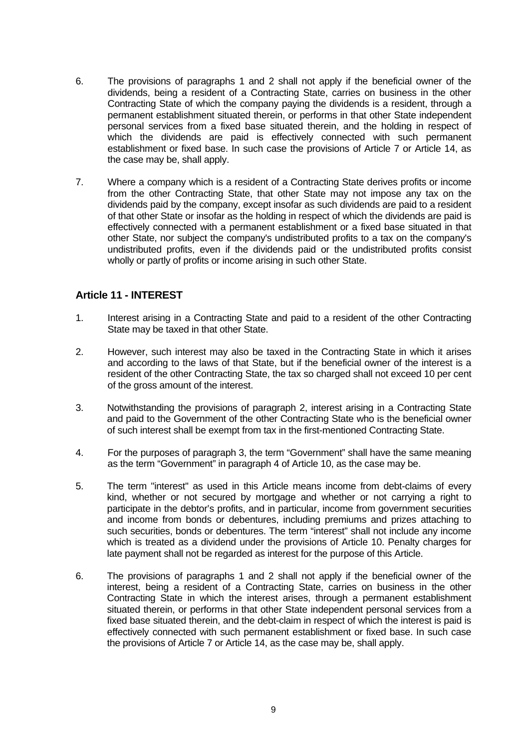6. The provisions of paragraphs 1 and 2 shall not apply if the beneficial owner of the dividends, being a resident of a Contracting State, carries on business in the other Contracting State of which the company paying the dividends is a resident, through a permanent establishment situated therein, or performs in that other State independent personal services from a fixed base situated therein, and the holding in respect of which the dividends are paid is effectively connected with such permanent establishment or fixed base. In such case the provisions of Article 7 or Article 14, as the case may be, shall apply.

7. Where a company which is a resident of a Contracting State derives profits or income from the other Contracting State, that other State may not impose any tax on the dividends paid by the company, except insofar as such dividends are paid to a resident of that other State or insofar as the holding in respect of which the dividends are paid is effectively connected with a permanent establishment or a fixed base situated in that other State, nor subject the company's undistributed profits to a tax on the company's undistributed profits, even if the dividends paid or the undistributed profits consist wholly or partly of profits or income arising in such other State.

## Article 11 - INTEREST

1. Interest arising in a Contracting State and paid to a resident of the other Contracting State may be taxed in that other State.

2. However, such interest may also be taxed in the Contracting State in which it arises and according to the laws of that State, but if the beneficial owner of the interest is a resident of the other Contracting State, the tax so charged shall not exceed 10 per cent of the gross amount of the interest.

3. Notwithstanding the provisions of paragraph 2, interest arising in a Contracting State and paid to the Government of the other Contracting State who is the beneficial owner of such interest shall be exempt from tax in the first-mentioned Contracting State.

4. For the purposes of paragraph 3, the term “Government” shall have the same meaning as the term “Government” in paragraph 4 of Article 10, as the case may be.

5. The term "interest" as used in this Article means income from debt-claims of every kind, whether or not secured by mortgage and whether or not carrying a right to participate in the debtor’s profits, and in particular, income from government securities and income from bonds or debentures, including premiums and prizes attaching to such securities, bonds or debentures. The term “interest” shall not include any income which is treated as a dividend under the provisions of Article 10. Penalty charges for late payment shall not be regarded as interest for the purpose of this Article.

6. The provisions of paragraphs 1 and 2 shall not apply if the beneficial owner of the interest, being a resident of a Contracting State, carries on business in the other Contracting State in which the interest arises, through a permanent establishment situated therein, or performs in that other State independent personal services from a fixed base situated therein, and the debt-claim in respect of which the interest is paid is effectively connected with such permanent establishment or fixed base. In such case the provisions of Article 7 or Article 14, as the case may be, shall apply.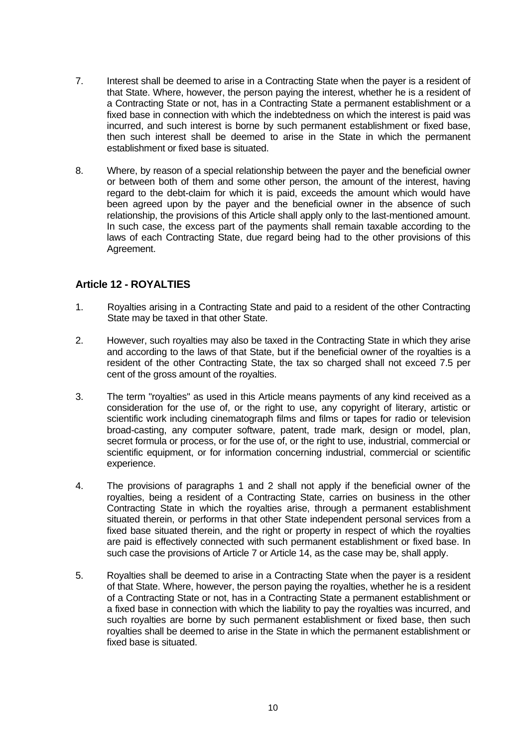7. Interest shall be deemed to arise in a Contracting State when the payer is a resident of that State. Where, however, the person paying the interest, whether he is a resident of a Contracting State or not, has in a Contracting State a permanent establishment or a fixed base in connection with which the indebtedness on which the interest is paid was incurred, and such interest is borne by such permanent establishment or fixed base, then such interest shall be deemed to arise in the State in which the permanent establishment or fixed base is situated.

8. Where, by reason of a special relationship between the payer and the beneficial owner or between both of them and some other person, the amount of the interest, having regard to the debt-claim for which it is paid, exceeds the amount which would have been agreed upon by the payer and the beneficial owner in the absence of such relationship, the provisions of this Article shall apply only to the last-mentioned amount. In such case, the excess part of the payments shall remain taxable according to the laws of each Contracting State, due regard being had to the other provisions of this Agreement.

### Article 12 - ROYALTIES

1. Royalties arising in a Contracting State and paid to a resident of the other Contracting State may be taxed in that other State.

2. However, such royalties may also be taxed in the Contracting State in which they arise and according to the laws of that State, but if the beneficial owner of the royalties is a resident of the other Contracting State, the tax so charged shall not exceed 7.5 per cent of the gross amount of the royalties.

3. The term "royalties" as used in this Article means payments of any kind received as a consideration for the use of, or the right to use, any copyright of literary, artistic or scientific work including cinematograph films and films or tapes for radio or television broad-casting, any computer software, patent, trade mark, design or model, plan, secret formula or process, or for the use of, or the right to use, industrial, commercial or scientific equipment, or for information concerning industrial, commercial or scientific experience.

4. The provisions of paragraphs 1 and 2 shall not apply if the beneficial owner of the royalties, being a resident of a Contracting State, carries on business in the other Contracting State in which the royalties arise, through a permanent establishment situated therein, or performs in that other State independent personal services from a fixed base situated therein, and the right or property in respect of which the royalties are paid is effectively connected with such permanent establishment or fixed base. In such case the provisions of Article 7 or Article 14, as the case may be, shall apply.

5. Royalties shall be deemed to arise in a Contracting State when the payer is a resident of that State. Where, however, the person paying the royalties, whether he is a resident of a Contracting State or not, has in a Contracting State a permanent establishment or a fixed base in connection with which the liability to pay the royalties was incurred, and such royalties are borne by such permanent establishment or fixed base, then such royalties shall be deemed to arise in the State in which the permanent establishment or fixed base is situated.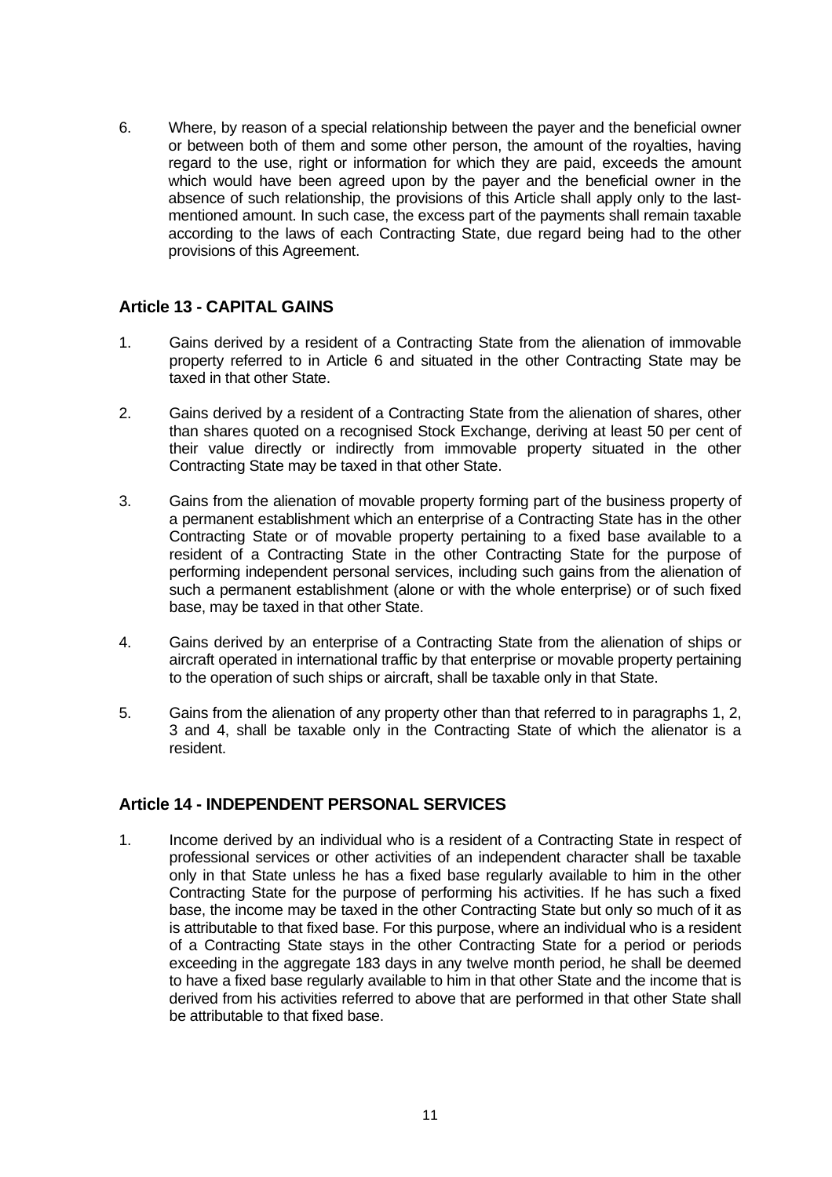6. Where, by reason of a special relationship between the payer and the beneficial owner or between both of them and some other person, the amount of the royalties, having regard to the use, right or information for which they are paid, exceeds the amount which would have been agreed upon by the payer and the beneficial owner in the absence of such relationship, the provisions of this Article shall apply only to the last-mentioned amount. In such case, the excess part of the payments shall remain taxable according to the laws of each Contracting State, due regard being had to the other provisions of this Agreement.

## Article 13 - CAPITAL GAINS

1. Gains derived by a resident of a Contracting State from the alienation of immovable property referred to in Article 6 and situated in the other Contracting State may be taxed in that other State.

2. Gains derived by a resident of a Contracting State from the alienation of shares, other than shares quoted on a recognised Stock Exchange, deriving at least 50 per cent of their value directly or indirectly from immovable property situated in the other Contracting State may be taxed in that other State.

3. Gains from the alienation of movable property forming part of the business property of a permanent establishment which an enterprise of a Contracting State has in the other Contracting State or of movable property pertaining to a fixed base available to a resident of a Contracting State in the other Contracting State for the purpose of performing independent personal services, including such gains from the alienation of such a permanent establishment (alone or with the whole enterprise) or of such fixed base, may be taxed in that other State.

4. Gains derived by an enterprise of a Contracting State from the alienation of ships or aircraft operated in international traffic by that enterprise or movable property pertaining to the operation of such ships or aircraft, shall be taxable only in that State.

5. Gains from the alienation of any property other than that referred to in paragraphs 1, 2, 3 and 4, shall be taxable only in the Contracting State of which the alienator is a resident.

## Article 14 - INDEPENDENT PERSONAL SERVICES

1. Income derived by an individual who is a resident of a Contracting State in respect of professional services or other activities of an independent character shall be taxable only in that State unless he has a fixed base regularly available to him in the other Contracting State for the purpose of performing his activities. If he has such a fixed base, the income may be taxed in the other Contracting State but only so much of it as is attributable to that fixed base. For this purpose, where an individual who is a resident of a Contracting State stays in the other Contracting State for a period or periods exceeding in the aggregate 183 days in any twelve month period, he shall be deemed to have a fixed base regularly available to him in that other State and the income that is derived from his activities referred to above that are performed in that other State shall be attributable to that fixed base.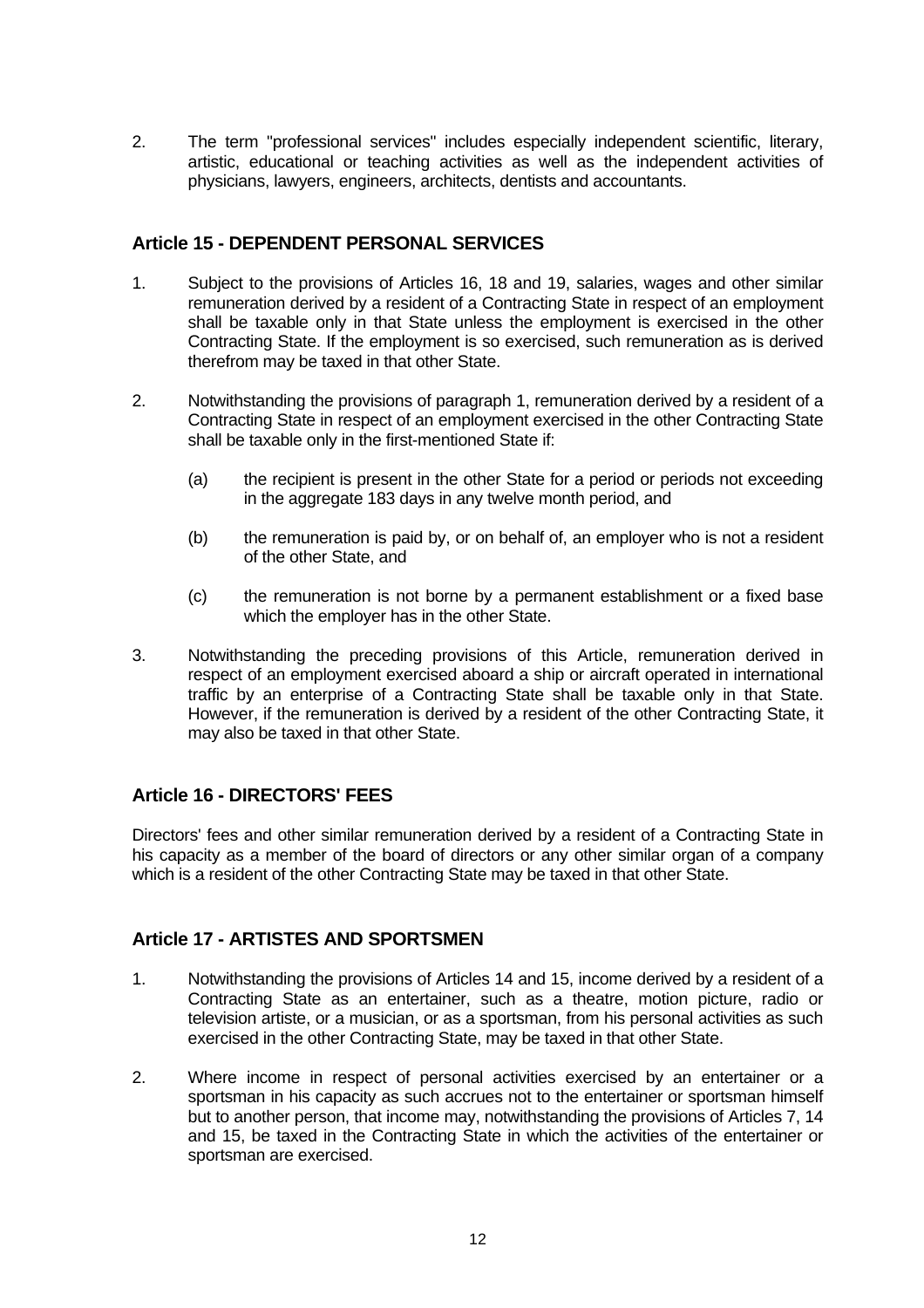2. The term "professional services" includes especially independent scientific, literary, artistic, educational or teaching activities as well as the independent activities of physicians, lawyers, engineers, architects, dentists and accountants.

## Article 15 - DEPENDENT PERSONAL SERVICES

1. Subject to the provisions of Articles 16, 18 and 19, salaries, wages and other similar remuneration derived by a resident of a Contracting State in respect of an employment shall be taxable only in that State unless the employment is exercised in the other Contracting State. If the employment is so exercised, such remuneration as is derived therefrom may be taxed in that other State.

2. Notwithstanding the provisions of paragraph 1, remuneration derived by a resident of a Contracting State in respect of an employment exercised in the other Contracting State shall be taxable only in the first-mentioned State if:

   (a) the recipient is present in the other State for a period or periods not exceeding in the aggregate 183 days in any twelve month period, and

   (b) the remuneration is paid by, or on behalf of, an employer who is not a resident of the other State, and

   (c) the remuneration is not borne by a permanent establishment or a fixed base which the employer has in the other State.

3. Notwithstanding the preceding provisions of this Article, remuneration derived in respect of an employment exercised aboard a ship or aircraft operated in international traffic by an enterprise of a Contracting State shall be taxable only in that State. However, if the remuneration is derived by a resident of the other Contracting State, it may also be taxed in that other State.

## Article 16 - DIRECTORS' FEES

Directors' fees and other similar remuneration derived by a resident of a Contracting State in his capacity as a member of the board of directors or any other similar organ of a company which is a resident of the other Contracting State may be taxed in that other State.

## Article 17 - ARTISTES AND SPORTSMEN

1. Notwithstanding the provisions of Articles 14 and 15, income derived by a resident of a Contracting State as an entertainer, such as a theatre, motion picture, radio or television artiste, or a musician, or as a sportsman, from his personal activities as such exercised in the other Contracting State, may be taxed in that other State.

2. Where income in respect of personal activities exercised by an entertainer or a sportsman in his capacity as such accrues not to the entertainer or sportsman himself but to another person, that income may, notwithstanding the provisions of Articles 7, 14 and 15, be taxed in the Contracting State in which the activities of the entertainer or sportsman are exercised.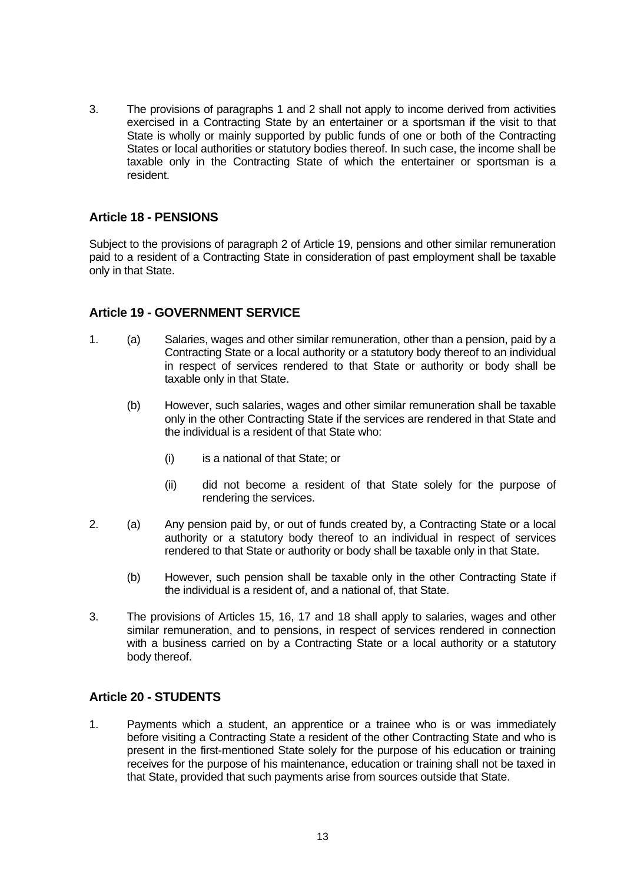3. The provisions of paragraphs 1 and 2 shall not apply to income derived from activities exercised in a Contracting State by an entertainer or a sportsman if the visit to that State is wholly or mainly supported by public funds of one or both of the Contracting States or local authorities or statutory bodies thereof. In such case, the income shall be taxable only in the Contracting State of which the entertainer or sportsman is a resident.

## Article 18 - PENSIONS

Subject to the provisions of paragraph 2 of Article 19, pensions and other similar remuneration paid to a resident of a Contracting State in consideration of past employment shall be taxable only in that State.

## Article 19 - GOVERNMENT SERVICE

1. (a) Salaries, wages and other similar remuneration, other than a pension, paid by a Contracting State or a local authority or a statutory body thereof to an individual in respect of services rendered to that State or authority or body shall be taxable only in that State.

   (b) However, such salaries, wages and other similar remuneration shall be taxable only in the other Contracting State if the services are rendered in that State and the individual is a resident of that State who:

      (i) is a national of that State; or

      (ii) did not become a resident of that State solely for the purpose of rendering the services.

2. (a) Any pension paid by, or out of funds created by, a Contracting State or a local authority or a statutory body thereof to an individual in respect of services rendered to that State or authority or body shall be taxable only in that State.

   (b) However, such pension shall be taxable only in the other Contracting State if the individual is a resident of, and a national of, that State.

3. The provisions of Articles 15, 16, 17 and 18 shall apply to salaries, wages and other similar remuneration, and to pensions, in respect of services rendered in connection with a business carried on by a Contracting State or a local authority or a statutory body thereof.

## Article 20 - STUDENTS

1. Payments which a student, an apprentice or a trainee who is or was immediately before visiting a Contracting State a resident of the other Contracting State and who is present in the first-mentioned State solely for the purpose of his education or training receives for the purpose of his maintenance, education or training shall not be taxed in that State, provided that such payments arise from sources outside that State.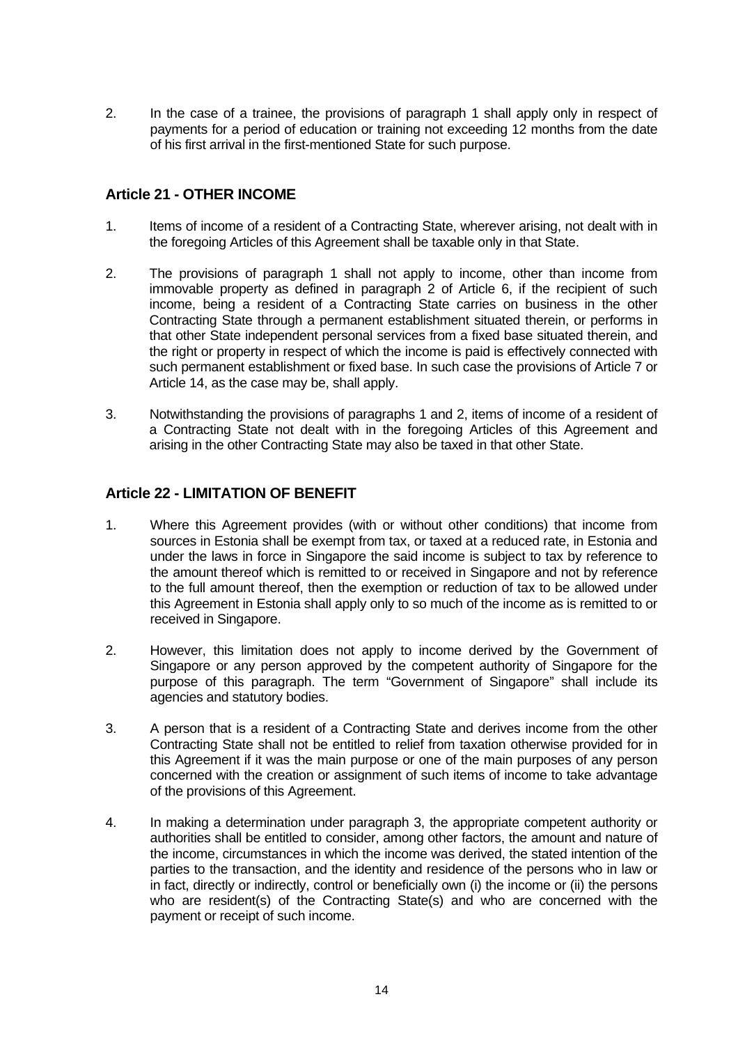2. In the case of a trainee, the provisions of paragraph 1 shall apply only in respect of payments for a period of education or training not exceeding 12 months from the date of his first arrival in the first-mentioned State for such purpose.

## Article 21 - OTHER INCOME

1. Items of income of a resident of a Contracting State, wherever arising, not dealt with in the foregoing Articles of this Agreement shall be taxable only in that State.

2. The provisions of paragraph 1 shall not apply to income, other than income from immovable property as defined in paragraph 2 of Article 6, if the recipient of such income, being a resident of a Contracting State carries on business in the other Contracting State through a permanent establishment situated therein, or performs in that other State independent personal services from a fixed base situated therein, and the right or property in respect of which the income is paid is effectively connected with such permanent establishment or fixed base. In such case the provisions of Article 7 or Article 14, as the case may be, shall apply.

3. Notwithstanding the provisions of paragraphs 1 and 2, items of income of a resident of a Contracting State not dealt with in the foregoing Articles of this Agreement and arising in the other Contracting State may also be taxed in that other State.

## Article 22 - LIMITATION OF BENEFIT

1. Where this Agreement provides (with or without other conditions) that income from sources in Estonia shall be exempt from tax, or taxed at a reduced rate, in Estonia and under the laws in force in Singapore the said income is subject to tax by reference to the amount thereof which is remitted to or received in Singapore and not by reference to the full amount thereof, then the exemption or reduction of tax to be allowed under this Agreement in Estonia shall apply only to so much of the income as is remitted to or received in Singapore.

2. However, this limitation does not apply to income derived by the Government of Singapore or any person approved by the competent authority of Singapore for the purpose of this paragraph. The term "Government of Singapore" shall include its agencies and statutory bodies.

3. A person that is a resident of a Contracting State and derives income from the other Contracting State shall not be entitled to relief from taxation otherwise provided for in this Agreement if it was the main purpose or one of the main purposes of any person concerned with the creation or assignment of such items of income to take advantage of the provisions of this Agreement.

4. In making a determination under paragraph 3, the appropriate competent authority or authorities shall be entitled to consider, among other factors, the amount and nature of the income, circumstances in which the income was derived, the stated intention of the parties to the transaction, and the identity and residence of the persons who in law or in fact, directly or indirectly, control or beneficially own (i) the income or (ii) the persons who are resident(s) of the Contracting State(s) and who are concerned with the payment or receipt of such income.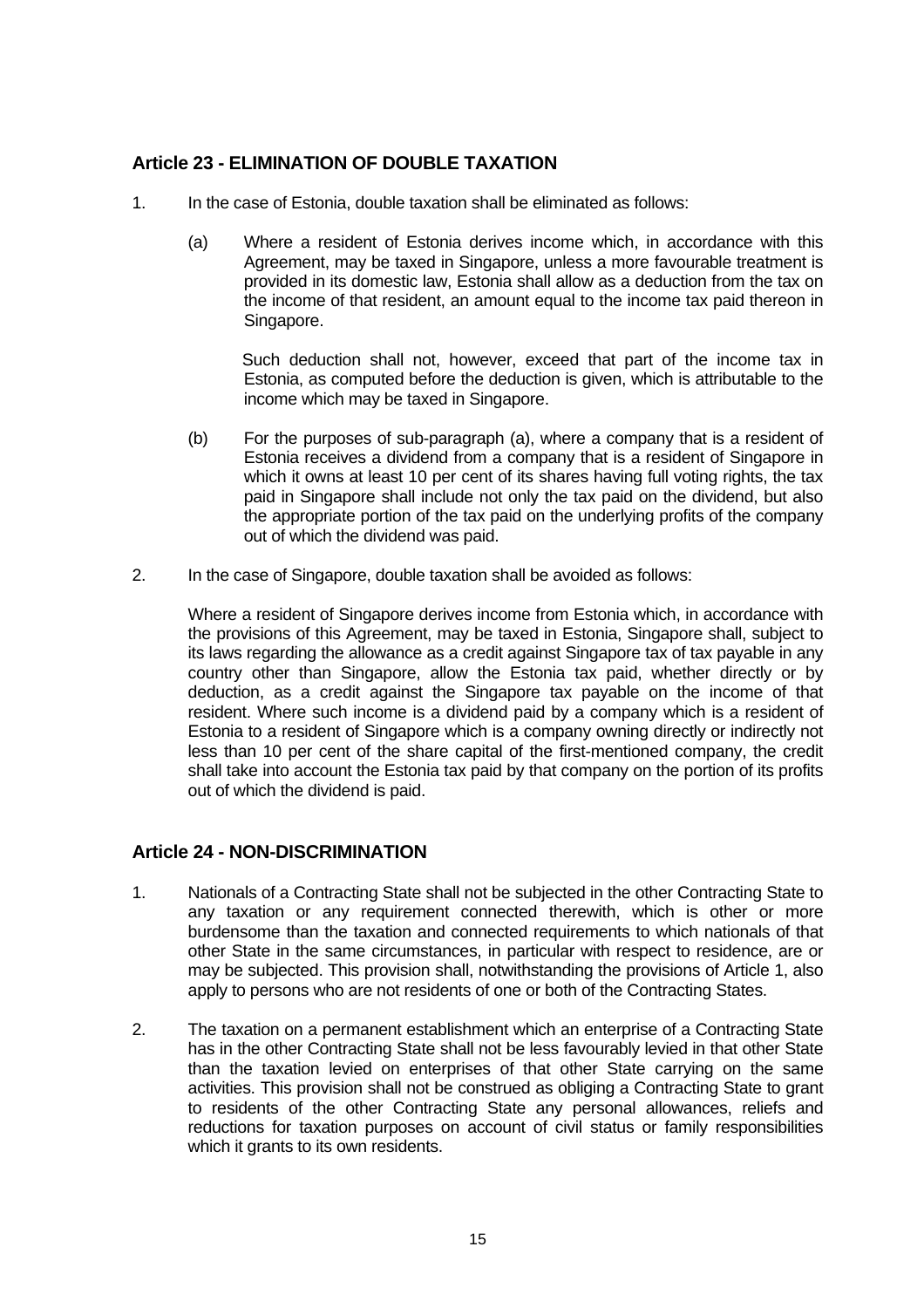## Article 23 - ELIMINATION OF DOUBLE TAXATION

1. In the case of Estonia, double taxation shall be eliminated as follows:

   (a) Where a resident of Estonia derives income which, in accordance with this Agreement, may be taxed in Singapore, unless a more favourable treatment is provided in its domestic law, Estonia shall allow as a deduction from the tax on the income of that resident, an amount equal to the income tax paid thereon in Singapore.

   Such deduction shall not, however, exceed that part of the income tax in Estonia, as computed before the deduction is given, which is attributable to the income which may be taxed in Singapore.

   (b) For the purposes of sub-paragraph (a), where a company that is a resident of Estonia receives a dividend from a company that is a resident of Singapore in which it owns at least 10 per cent of its shares having full voting rights, the tax paid in Singapore shall include not only the tax paid on the dividend, but also the appropriate portion of the tax paid on the underlying profits of the company out of which the dividend was paid.

2. In the case of Singapore, double taxation shall be avoided as follows:

   Where a resident of Singapore derives income from Estonia which, in accordance with the provisions of this Agreement, may be taxed in Estonia, Singapore shall, subject to its laws regarding the allowance as a credit against Singapore tax of tax payable in any country other than Singapore, allow the Estonia tax paid, whether directly or by deduction, as a credit against the Singapore tax payable on the income of that resident. Where such income is a dividend paid by a company which is a resident of Estonia to a resident of Singapore which is a company owning directly or indirectly not less than 10 per cent of the share capital of the first-mentioned company, the credit shall take into account the Estonia tax paid by that company on the portion of its profits out of which the dividend is paid.

## Article 24 - NON-DISCRIMINATION

1. Nationals of a Contracting State shall not be subjected in the other Contracting State to any taxation or any requirement connected therewith, which is other or more burdensome than the taxation and connected requirements to which nationals of that other State in the same circumstances, in particular with respect to residence, are or may be subjected. This provision shall, notwithstanding the provisions of Article 1, also apply to persons who are not residents of one or both of the Contracting States.

2. The taxation on a permanent establishment which an enterprise of a Contracting State has in the other Contracting State shall not be less favourably levied in that other State than the taxation levied on enterprises of that other State carrying on the same activities. This provision shall not be construed as obliging a Contracting State to grant to residents of the other Contracting State any personal allowances, reliefs and reductions for taxation purposes on account of civil status or family responsibilities which it grants to its own residents.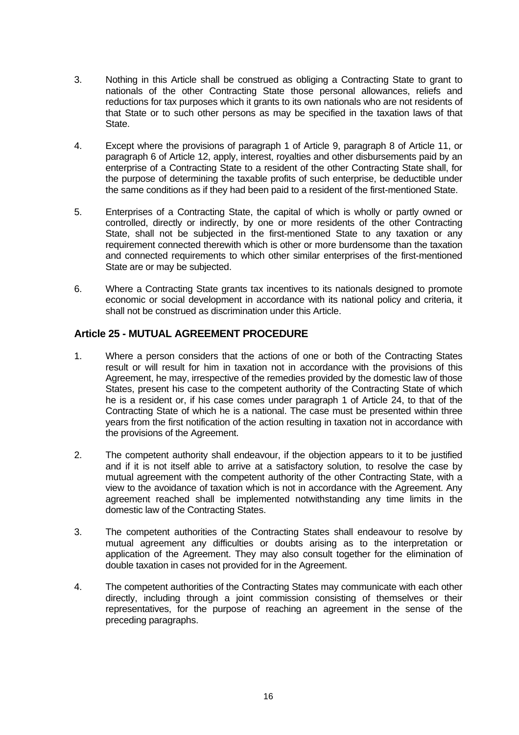3. Nothing in this Article shall be construed as obliging a Contracting State to grant to nationals of the other Contracting State those personal allowances, reliefs and reductions for tax purposes which it grants to its own nationals who are not residents of that State or to such other persons as may be specified in the taxation laws of that State.

4. Except where the provisions of paragraph 1 of Article 9, paragraph 8 of Article 11, or paragraph 6 of Article 12, apply, interest, royalties and other disbursements paid by an enterprise of a Contracting State to a resident of the other Contracting State shall, for the purpose of determining the taxable profits of such enterprise, be deductible under the same conditions as if they had been paid to a resident of the first-mentioned State.

5. Enterprises of a Contracting State, the capital of which is wholly or partly owned or controlled, directly or indirectly, by one or more residents of the other Contracting State, shall not be subjected in the first-mentioned State to any taxation or any requirement connected therewith which is other or more burdensome than the taxation and connected requirements to which other similar enterprises of the first-mentioned State are or may be subjected.

6. Where a Contracting State grants tax incentives to its nationals designed to promote economic or social development in accordance with its national policy and criteria, it shall not be construed as discrimination under this Article.

## Article 25 - MUTUAL AGREEMENT PROCEDURE

1. Where a person considers that the actions of one or both of the Contracting States result or will result for him in taxation not in accordance with the provisions of this Agreement, he may, irrespective of the remedies provided by the domestic law of those States, present his case to the competent authority of the Contracting State of which he is a resident or, if his case comes under paragraph 1 of Article 24, to that of the Contracting State of which he is a national. The case must be presented within three years from the first notification of the action resulting in taxation not in accordance with the provisions of the Agreement.

2. The competent authority shall endeavour, if the objection appears to it to be justified and if it is not itself able to arrive at a satisfactory solution, to resolve the case by mutual agreement with the competent authority of the other Contracting State, with a view to the avoidance of taxation which is not in accordance with the Agreement. Any agreement reached shall be implemented notwithstanding any time limits in the domestic law of the Contracting States.

3. The competent authorities of the Contracting States shall endeavour to resolve by mutual agreement any difficulties or doubts arising as to the interpretation or application of the Agreement. They may also consult together for the elimination of double taxation in cases not provided for in the Agreement.

4. The competent authorities of the Contracting States may communicate with each other directly, including through a joint commission consisting of themselves or their representatives, for the purpose of reaching an agreement in the sense of the preceding paragraphs.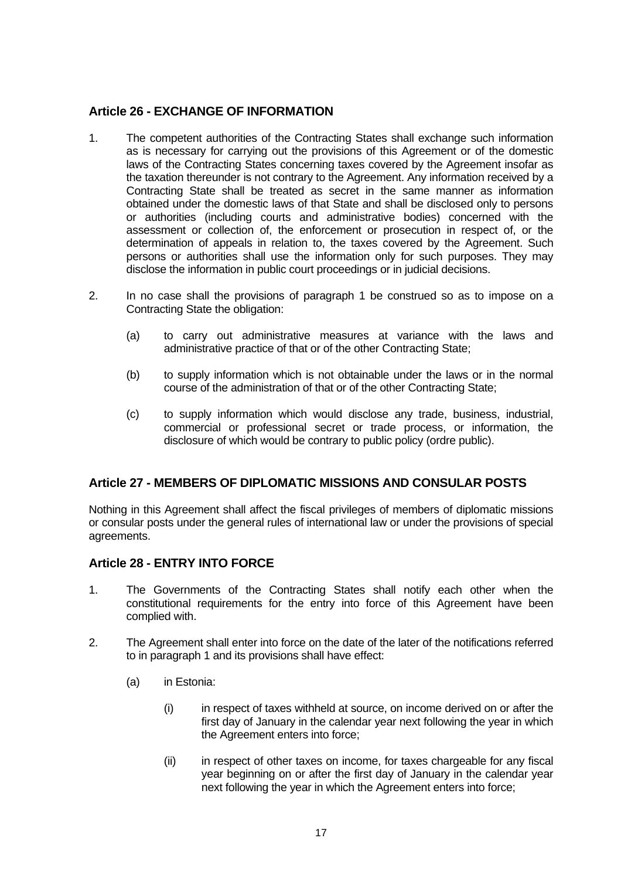## Article 26 - EXCHANGE OF INFORMATION

1. The competent authorities of the Contracting States shall exchange such information as is necessary for carrying out the provisions of this Agreement or of the domestic laws of the Contracting States concerning taxes covered by the Agreement insofar as the taxation thereunder is not contrary to the Agreement. Any information received by a Contracting State shall be treated as secret in the same manner as information obtained under the domestic laws of that State and shall be disclosed only to persons or authorities (including courts and administrative bodies) concerned with the assessment or collection of, the enforcement or prosecution in respect of, or the determination of appeals in relation to, the taxes covered by the Agreement. Such persons or authorities shall use the information only for such purposes. They may disclose the information in public court proceedings or in judicial decisions.

2. In no case shall the provisions of paragraph 1 be construed so as to impose on a Contracting State the obligation:

   (a) to carry out administrative measures at variance with the laws and administrative practice of that or of the other Contracting State;

   (b) to supply information which is not obtainable under the laws or in the normal course of the administration of that or of the other Contracting State;

   (c) to supply information which would disclose any trade, business, industrial, commercial or professional secret or trade process, or information, the disclosure of which would be contrary to public policy (ordre public).

## Article 27 - MEMBERS OF DIPLOMATIC MISSIONS AND CONSULAR POSTS

Nothing in this Agreement shall affect the fiscal privileges of members of diplomatic missions or consular posts under the general rules of international law or under the provisions of special agreements.

## Article 28 - ENTRY INTO FORCE

1. The Governments of the Contracting States shall notify each other when the constitutional requirements for the entry into force of this Agreement have been complied with.

2. The Agreement shall enter into force on the date of the later of the notifications referred to in paragraph 1 and its provisions shall have effect:

   (a) in Estonia:

      (i) in respect of taxes withheld at source, on income derived on or after the first day of January in the calendar year next following the year in which the Agreement enters into force;

      (ii) in respect of other taxes on income, for taxes chargeable for any fiscal year beginning on or after the first day of January in the calendar year next following the year in which the Agreement enters into force;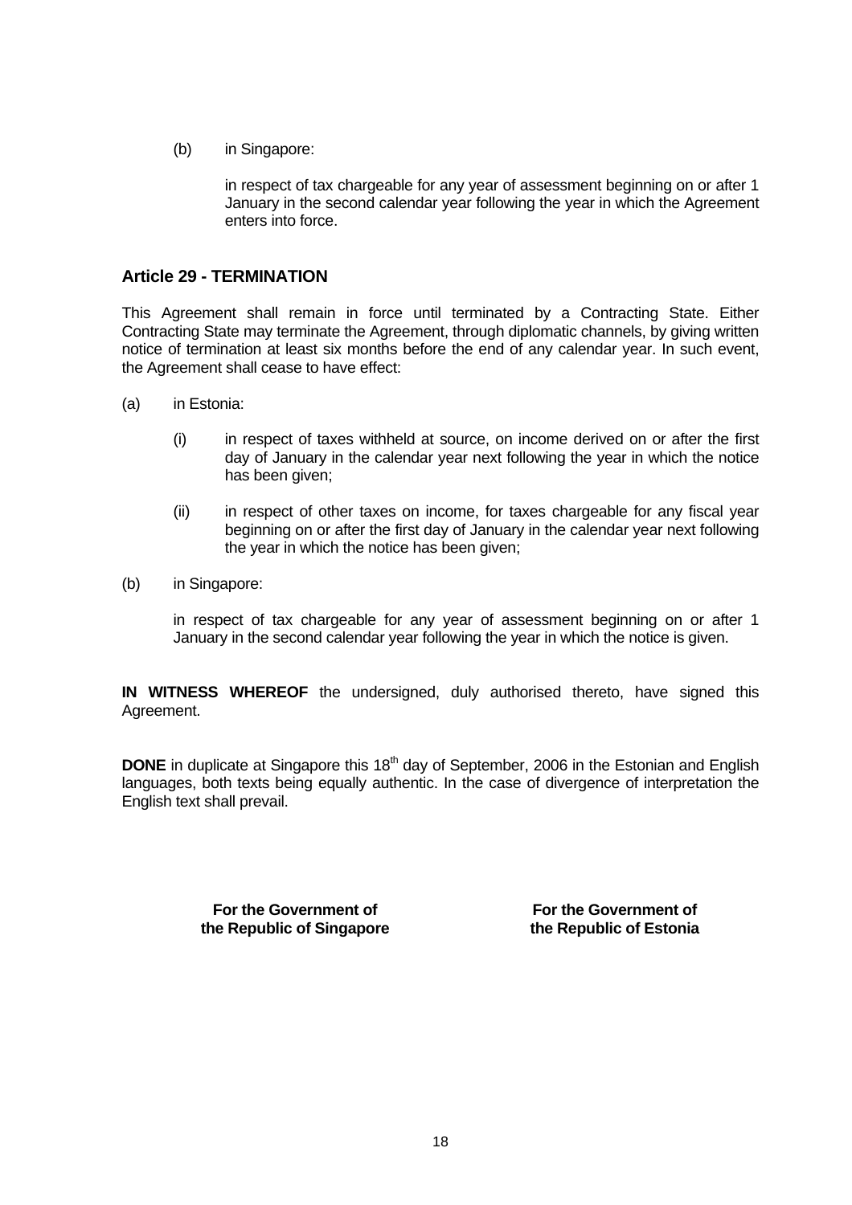(b) in Singapore:

in respect of tax chargeable for any year of assessment beginning on or after 1 January in the second calendar year following the year in which the Agreement enters into force.

## Article 29 - TERMINATION

This Agreement shall remain in force until terminated by a Contracting State. Either Contracting State may terminate the Agreement, through diplomatic channels, by giving written notice of termination at least six months before the end of any calendar year. In such event, the Agreement shall cease to have effect:

(a) in Estonia:

(i) in respect of taxes withheld at source, on income derived on or after the first day of January in the calendar year next following the year in which the notice has been given;

(ii) in respect of other taxes on income, for taxes chargeable for any fiscal year beginning on or after the first day of January in the calendar year next following the year in which the notice has been given;

(b) in Singapore:

in respect of tax chargeable for any year of assessment beginning on or after 1 January in the second calendar year following the year in which the notice is given.

**IN WITNESS WHEREOF** the undersigned, duly authorised thereto, have signed this Agreement.

**DONE** in duplicate at Singapore this 18th day of September, 2006 in the Estonian and English languages, both texts being equally authentic. In the case of divergence of interpretation the English text shall prevail.

**For the Government of the Republic of Singapore**

**For the Government of the Republic of Estonia**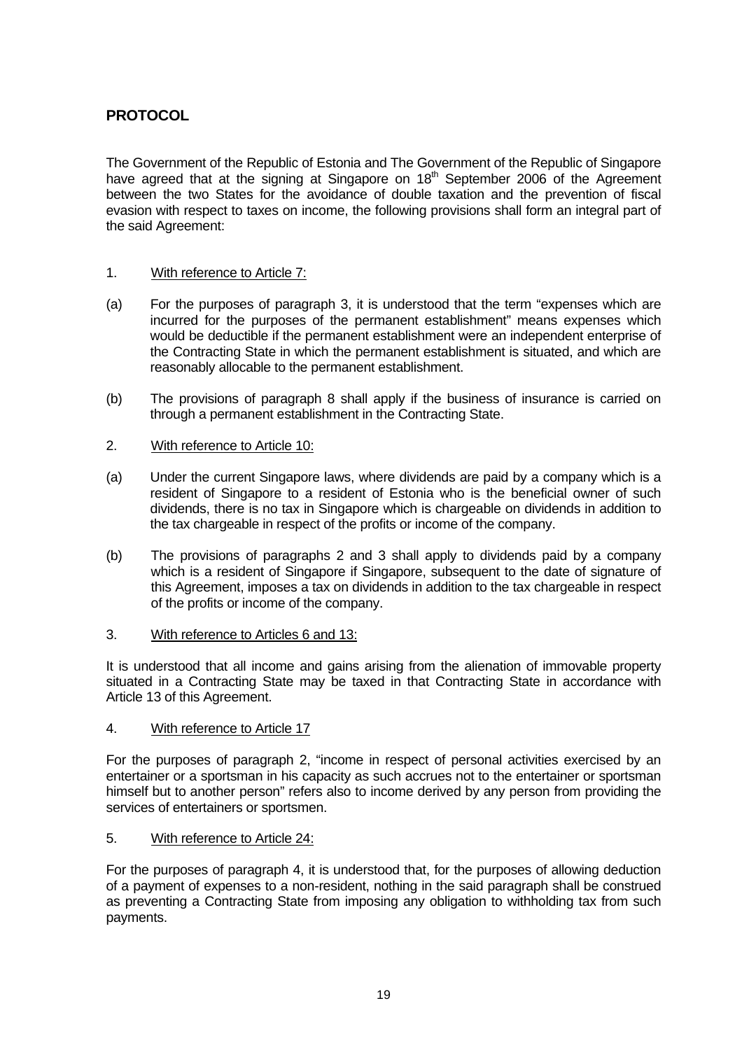## PROTOCOL

The Government of the Republic of Estonia and The Government of the Republic of Singapore have agreed that at the signing at Singapore on 18th September 2006 of the Agreement between the two States for the avoidance of double taxation and the prevention of fiscal evasion with respect to taxes on income, the following provisions shall form an integral part of the said Agreement:

1. With reference to Article 7:

(a) For the purposes of paragraph 3, it is understood that the term "expenses which are incurred for the purposes of the permanent establishment" means expenses which would be deductible if the permanent establishment were an independent enterprise of the Contracting State in which the permanent establishment is situated, and which are reasonably allocable to the permanent establishment.

(b) The provisions of paragraph 8 shall apply if the business of insurance is carried on through a permanent establishment in the Contracting State.

2. With reference to Article 10:

(a) Under the current Singapore laws, where dividends are paid by a company which is a resident of Singapore to a resident of Estonia who is the beneficial owner of such dividends, there is no tax in Singapore which is chargeable on dividends in addition to the tax chargeable in respect of the profits or income of the company.

(b) The provisions of paragraphs 2 and 3 shall apply to dividends paid by a company which is a resident of Singapore if Singapore, subsequent to the date of signature of this Agreement, imposes a tax on dividends in addition to the tax chargeable in respect of the profits or income of the company.

3. With reference to Articles 6 and 13:

It is understood that all income and gains arising from the alienation of immovable property situated in a Contracting State may be taxed in that Contracting State in accordance with Article 13 of this Agreement.

4. With reference to Article 17

For the purposes of paragraph 2, "income in respect of personal activities exercised by an entertainer or a sportsman in his capacity as such accrues not to the entertainer or sportsman himself but to another person" refers also to income derived by any person from providing the services of entertainers or sportsmen.

5. With reference to Article 24:

For the purposes of paragraph 4, it is understood that, for the purposes of allowing deduction of a payment of expenses to a non-resident, nothing in the said paragraph shall be construed as preventing a Contracting State from imposing any obligation to withholding tax from such payments.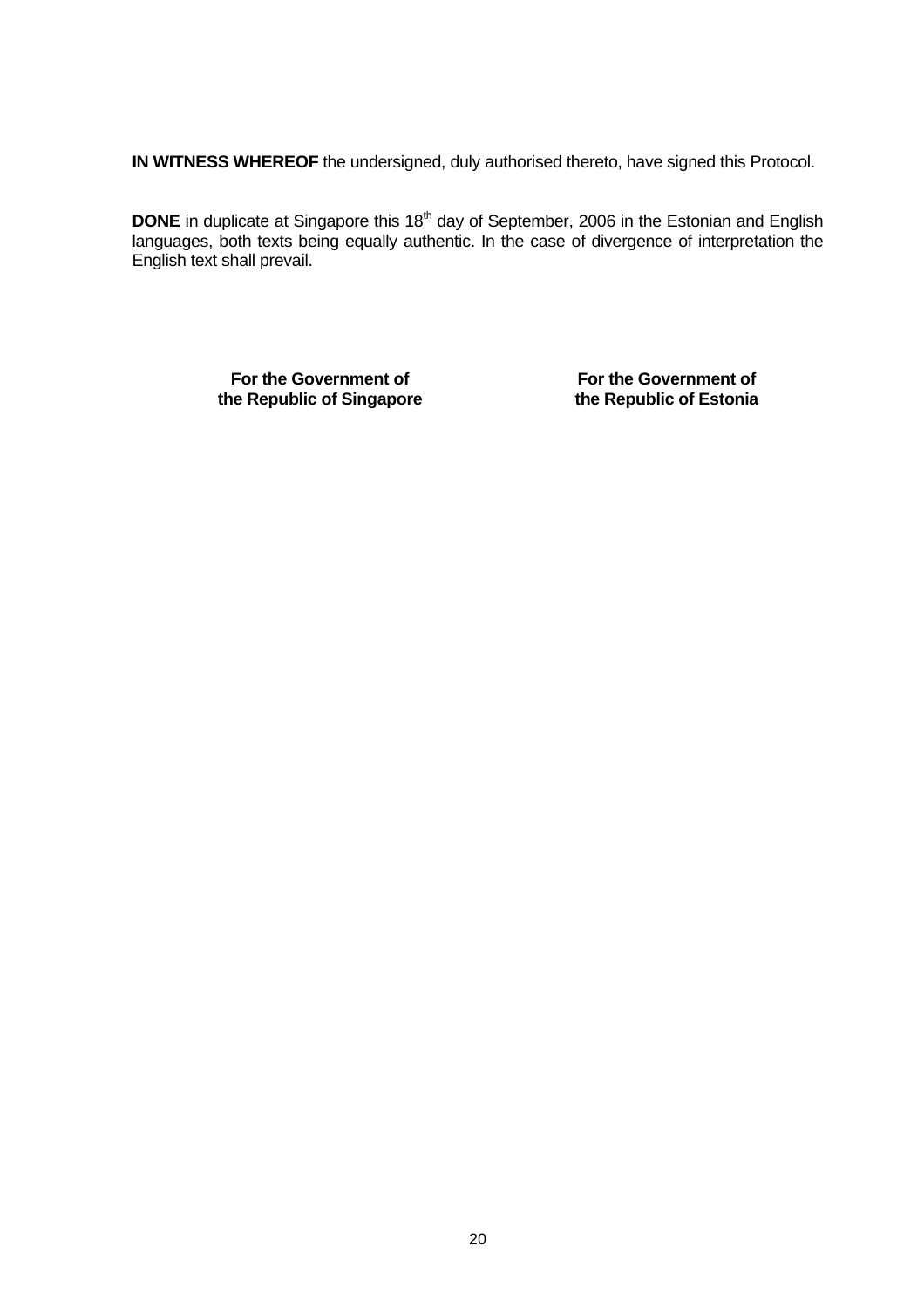**IN WITNESS WHEREOF** the undersigned, duly authorised thereto, have signed this Protocol.

**DONE** in duplicate at Singapore this 18th day of September, 2006 in the Estonian and English languages, both texts being equally authentic. In the case of divergence of interpretation the English text shall prevail.

| **For the Government of the Republic of Singapore** | **For the Government of the Republic of Estonia** |
| --- | --- |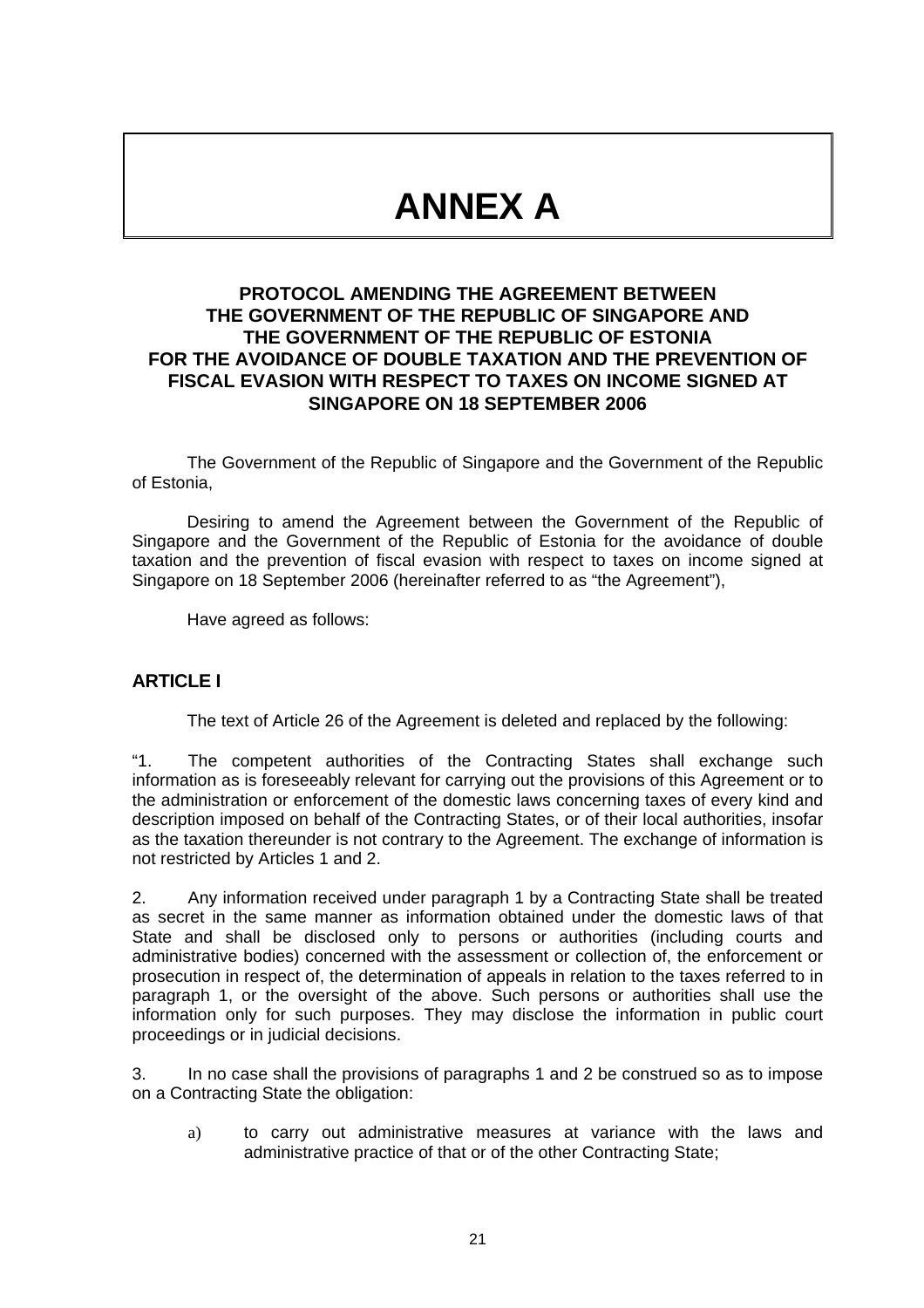# ANNEX A

## PROTOCOL AMENDING THE AGREEMENT BETWEEN THE GOVERNMENT OF THE REPUBLIC OF SINGAPORE AND THE GOVERNMENT OF THE REPUBLIC OF ESTONIA FOR THE AVOIDANCE OF DOUBLE TAXATION AND THE PREVENTION OF FISCAL EVASION WITH RESPECT TO TAXES ON INCOME SIGNED AT SINGAPORE ON 18 SEPTEMBER 2006

The Government of the Republic of Singapore and the Government of the Republic of Estonia,

Desiring to amend the Agreement between the Government of the Republic of Singapore and the Government of the Republic of Estonia for the avoidance of double taxation and the prevention of fiscal evasion with respect to taxes on income signed at Singapore on 18 September 2006 (hereinafter referred to as "the Agreement"),

Have agreed as follows:

### ARTICLE I

The text of Article 26 of the Agreement is deleted and replaced by the following:

"1. The competent authorities of the Contracting States shall exchange such information as is foreseeably relevant for carrying out the provisions of this Agreement or to the administration or enforcement of the domestic laws concerning taxes of every kind and description imposed on behalf of the Contracting States, or of their local authorities, insofar as the taxation thereunder is not contrary to the Agreement. The exchange of information is not restricted by Articles 1 and 2.

2. Any information received under paragraph 1 by a Contracting State shall be treated as secret in the same manner as information obtained under the domestic laws of that State and shall be disclosed only to persons or authorities (including courts and administrative bodies) concerned with the assessment or collection of, the enforcement or prosecution in respect of, the determination of appeals in relation to the taxes referred to in paragraph 1, or the oversight of the above. Such persons or authorities shall use the information only for such purposes. They may disclose the information in public court proceedings or in judicial decisions.

3. In no case shall the provisions of paragraphs 1 and 2 be construed so as to impose on a Contracting State the obligation:

a) to carry out administrative measures at variance with the laws and administrative practice of that or of the other Contracting State;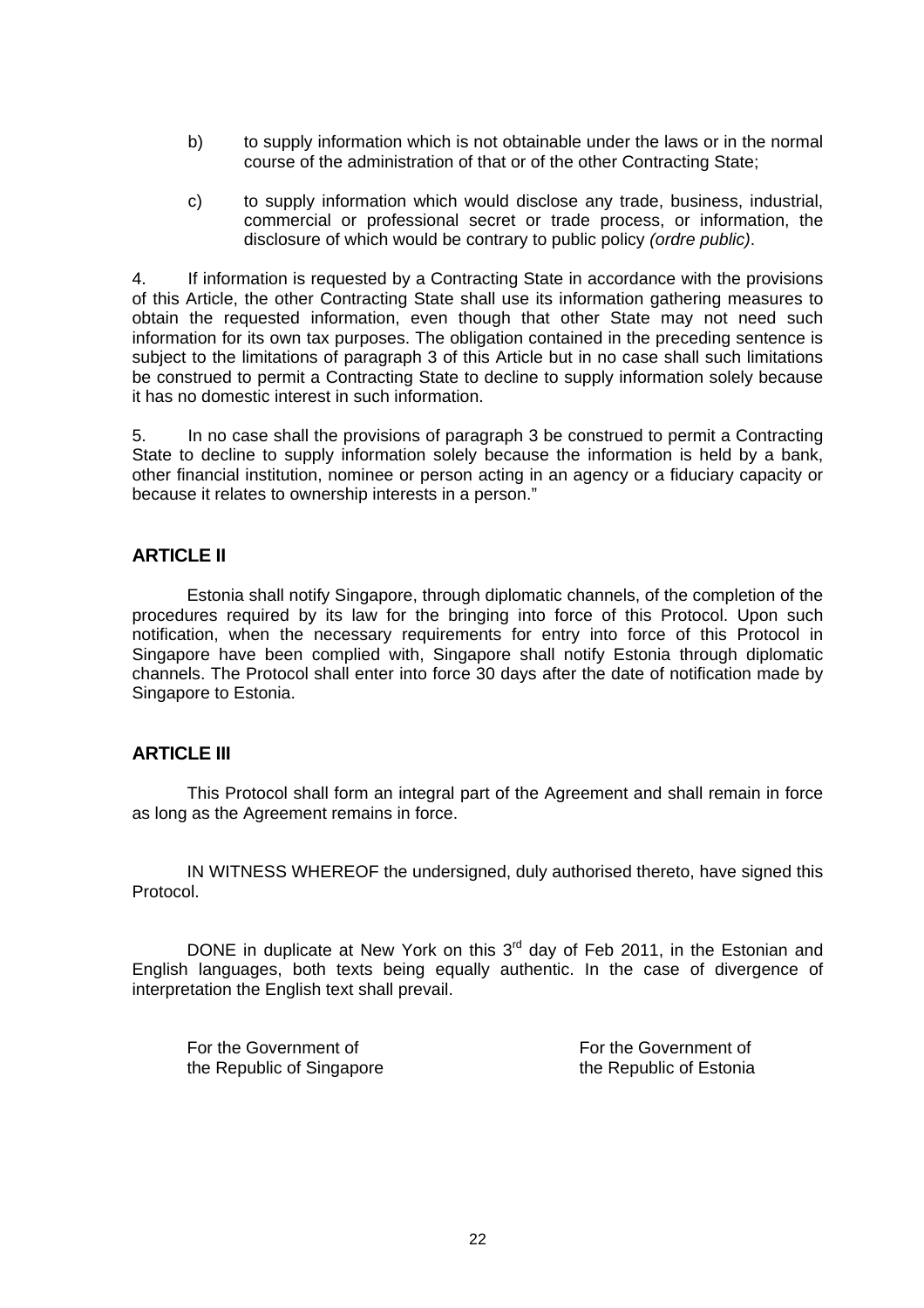b) to supply information which is not obtainable under the laws or in the normal course of the administration of that or of the other Contracting State;

c) to supply information which would disclose any trade, business, industrial, commercial or professional secret or trade process, or information, the disclosure of which would be contrary to public policy *(ordre public)*.

4. If information is requested by a Contracting State in accordance with the provisions of this Article, the other Contracting State shall use its information gathering measures to obtain the requested information, even though that other State may not need such information for its own tax purposes. The obligation contained in the preceding sentence is subject to the limitations of paragraph 3 of this Article but in no case shall such limitations be construed to permit a Contracting State to decline to supply information solely because it has no domestic interest in such information.

5. In no case shall the provisions of paragraph 3 be construed to permit a Contracting State to decline to supply information solely because the information is held by a bank, other financial institution, nominee or person acting in an agency or a fiduciary capacity or because it relates to ownership interests in a person."

## ARTICLE II

Estonia shall notify Singapore, through diplomatic channels, of the completion of the procedures required by its law for the bringing into force of this Protocol. Upon such notification, when the necessary requirements for entry into force of this Protocol in Singapore have been complied with, Singapore shall notify Estonia through diplomatic channels. The Protocol shall enter into force 30 days after the date of notification made by Singapore to Estonia.

## ARTICLE III

This Protocol shall form an integral part of the Agreement and shall remain in force as long as the Agreement remains in force.

IN WITNESS WHEREOF the undersigned, duly authorised thereto, have signed this Protocol.

DONE in duplicate at New York on this 3rd day of Feb 2011, in the Estonian and English languages, both texts being equally authentic. In the case of divergence of interpretation the English text shall prevail.

| | |
|---|---|
| For the Government of the Republic of Singapore | For the Government of the Republic of Estonia |